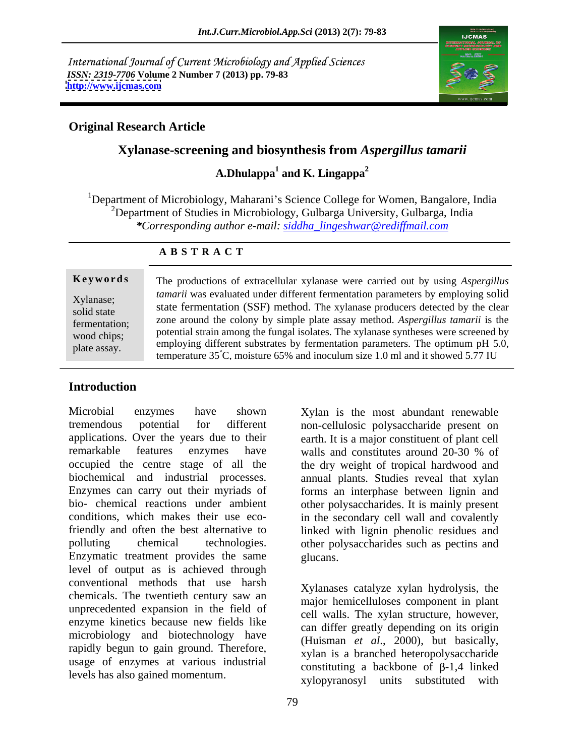International Journal of Current Microbiology and Applied Sciences
*ISSN: 2319-7706* **Volume 2 Number 7 (2013) pp. 79-83**
**http://www.ijcmas.com**

**Original Research Article**

# Xylanase-screening and biosynthesis from *Aspergillus tamarii*

**A.Dhulappa[1] and K. Lingappa[2]**

[1]Department of Microbiology, Maharani's Science College for Women, Bangalore, India
[2]Department of Studies in Microbiology, Gulbarga University, Gulbarga, India
***Corresponding author e-mail:** *siddha_lingeshwar@rediffmail.com*

## A B S T R A C T

**Keywords**

Xylanase; solid state fermentation; wood chips; plate assay.

The productions of extracellular xylanase were carried out by using *Aspergillus tamarii* was evaluated under different fermentation parameters by employing solid state fermentation (SSF) method. The xylanase producers detected by the clear zone around the colony by simple plate assay method. *Aspergillus tamarii* is the potential strain among the fungal isolates. The xylanase syntheses were screened by employing different substrates by fermentation parameters. The optimum pH 5.0, temperature 35°C, moisture 65% and inoculum size 1.0 ml and it showed 5.77 IU

## Introduction

Microbial enzymes have shown tremendous potential for different applications. Over the years due to their remarkable features enzymes have occupied the centre stage of all the biochemical and industrial processes. Enzymes can carry out their myriads of bio- chemical reactions under ambient conditions, which makes their use eco-friendly and often the best alternative to polluting chemical technologies. Enzymatic treatment provides the same level of output as is achieved through conventional methods that use harsh chemicals. The twentieth century saw an unprecedented expansion in the field of enzyme kinetics because new fields like microbiology and biotechnology have rapidly begun to gain ground. Therefore, usage of enzymes at various industrial levels has also gained momentum.

Xylan is the most abundant renewable non-cellulosic polysaccharide present on earth. It is a major constituent of plant cell walls and constitutes around 20-30 % of the dry weight of tropical hardwood and annual plants. Studies reveal that xylan forms an interphase between lignin and other polysaccharides. It is mainly present in the secondary cell wall and covalently linked with lignin phenolic residues and other polysaccharides such as pectins and glucans.

Xylanases catalyze xylan hydrolysis, the major hemicelluloses component in plant cell walls. The xylan structure, however, can differ greatly depending on its origin (Huisman *et al*., 2000), but basically, xylan is a branched heteropolysaccharide constituting a backbone of β-1,4 linked xylopyranosyl units substituted with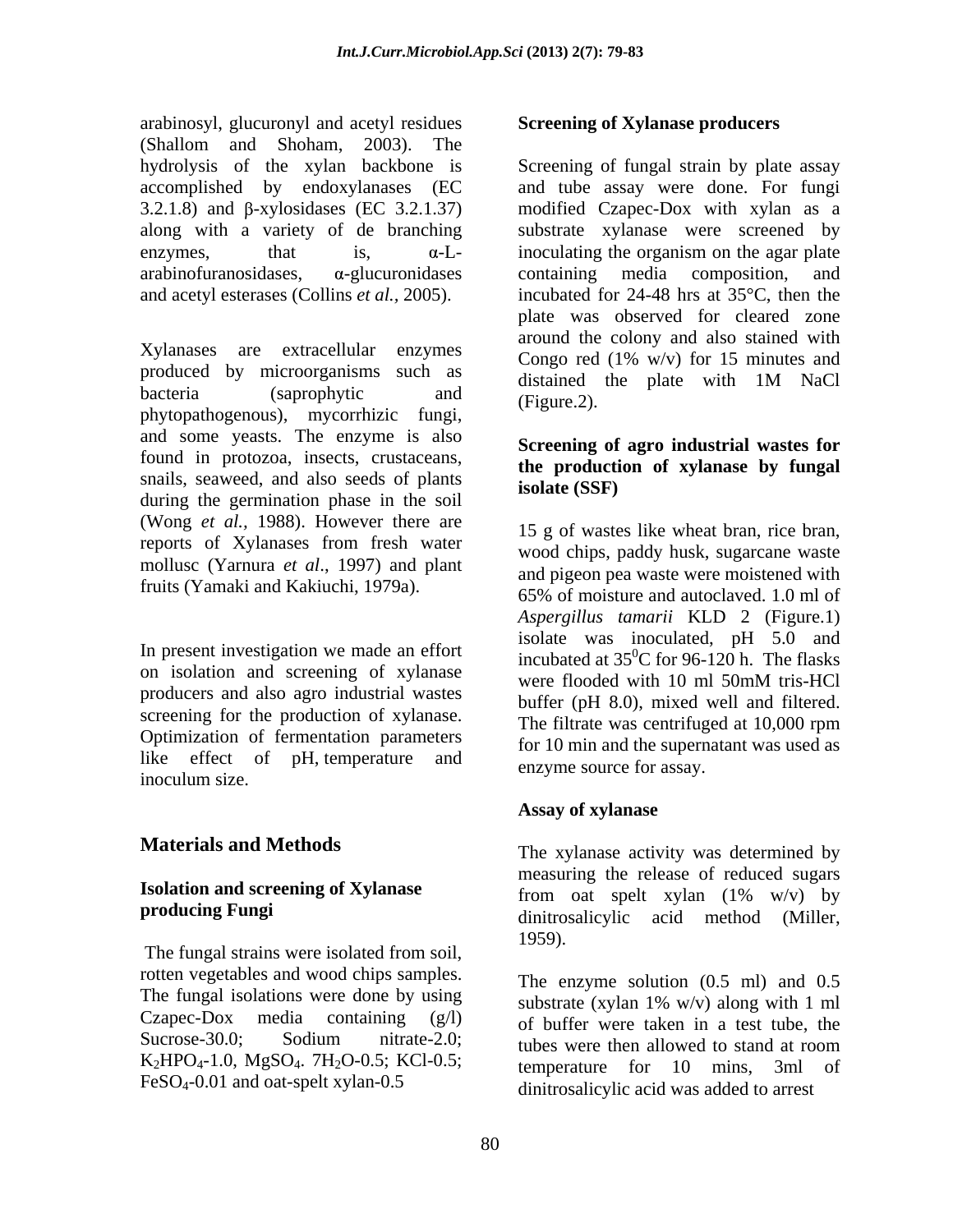arabinosyl, glucuronyl and acetyl residues (Shallom and Shoham, 2003). The hydrolysis of the xylan backbone is accomplished by endoxylanases (EC 3.2.1.8) and β-xylosidases (EC 3.2.1.37) along with a variety of de branching enzymes, that is, α-L-arabinofuranosidases, α-glucuronidases and acetyl esterases (Collins *et al.*, 2005).

Xylanases are extracellular enzymes produced by microorganisms such as bacteria (saprophytic and phytopathogenous), mycorrhizic fungi, and some yeasts. The enzyme is also found in protozoa, insects, crustaceans, snails, seaweed, and also seeds of plants during the germination phase in the soil (Wong *et al.*, 1988). However there are reports of Xylanases from fresh water mollusc (Yarnura *et al*., 1997) and plant fruits (Yamaki and Kakiuchi, 1979a).

In present investigation we made an effort on isolation and screening of xylanase producers and also agro industrial wastes screening for the production of xylanase. Optimization of fermentation parameters like effect of pH, temperature and inoculum size.

## Materials and Methods

### Isolation and screening of Xylanase producing Fungi

The fungal strains were isolated from soil, rotten vegetables and wood chips samples. The fungal isolations were done by using Czapec-Dox media containing (g/l) Sucrose-30.0; Sodium nitrate-2.0; $K_2HPO_4$-1.0, $MgSO_4$. $7H_2O$-0.5; KCl-0.5; $FeSO_4$-0.01 and oat-spelt xylan-0.5

### Screening of Xylanase producers

Screening of fungal strain by plate assay and tube assay were done. For fungi modified Czapec-Dox with xylan as a substrate xylanase were screened by inoculating the organism on the agar plate containing media composition, and incubated for 24-48 hrs at 35°C, then the plate was observed for cleared zone around the colony and also stained with Congo red (1% w/v) for 15 minutes and distained the plate with 1M NaCl (Figure.2).

### Screening of agro industrial wastes for the production of xylanase by fungal isolate (SSF)

15 g of wastes like wheat bran, rice bran, wood chips, paddy husk, sugarcane waste and pigeon pea waste were moistened with 65% of moisture and autoclaved. 1.0 ml of *Aspergillus tamarii* KLD 2 (Figure.1) isolate was inoculated, pH 5.0 and incubated at $35^0$C for 96-120 h. The flasks were flooded with 10 ml 50mM tris-HCl buffer (pH 8.0), mixed well and filtered. The filtrate was centrifuged at 10,000 rpm for 10 min and the supernatant was used as enzyme source for assay.

### Assay of xylanase

The xylanase activity was determined by measuring the release of reduced sugars from oat spelt xylan (1% w/v) by dinitrosalicylic acid method (Miller, 1959).

The enzyme solution (0.5 ml) and 0.5 substrate (xylan 1% w/v) along with 1 ml of buffer were taken in a test tube, the tubes were then allowed to stand at room temperature for 10 mins, 3ml of dinitrosalicylic acid was added to arrest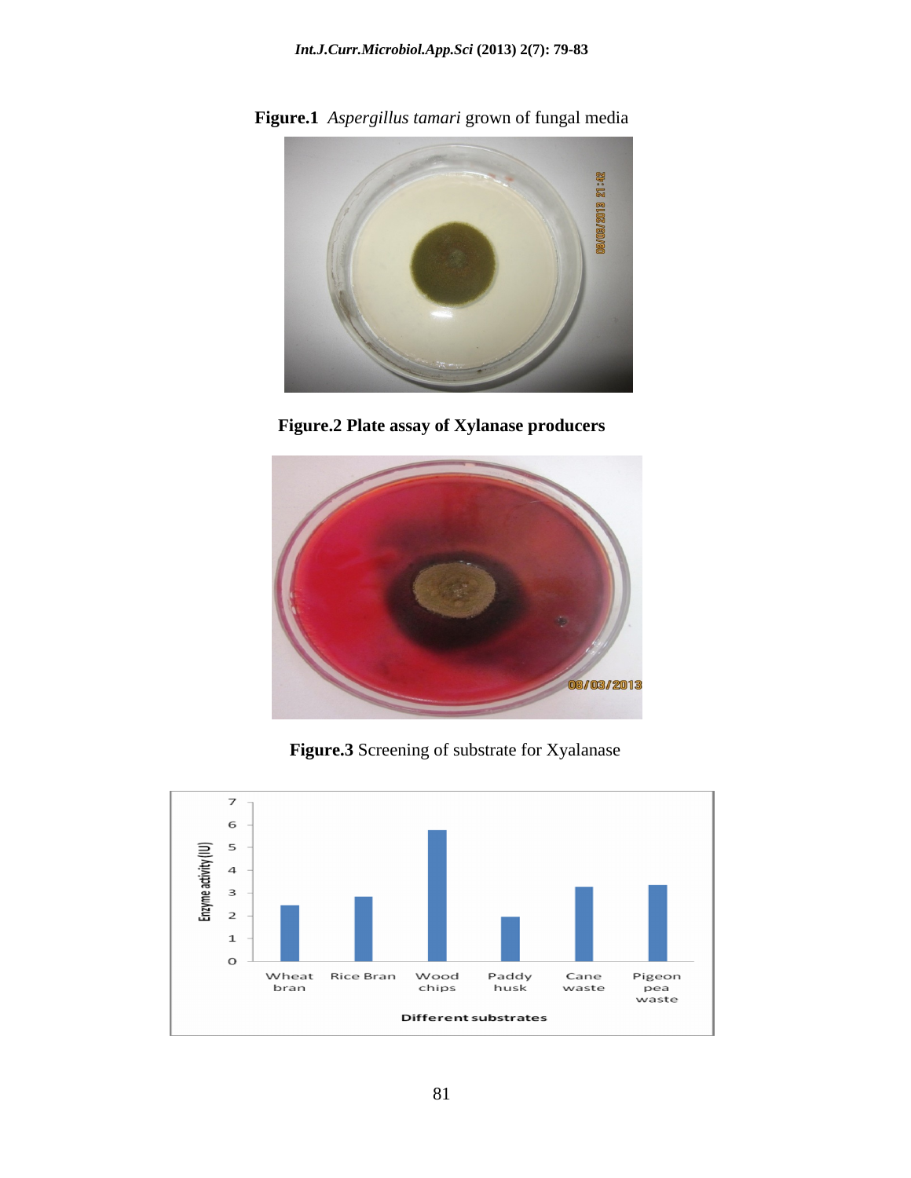**Figure.1** *Aspergillus tamari* grown of fungal media

**Figure.2 Plate assay of Xylanase producers**

**Figure.3** Screening of substrate for Xyalanase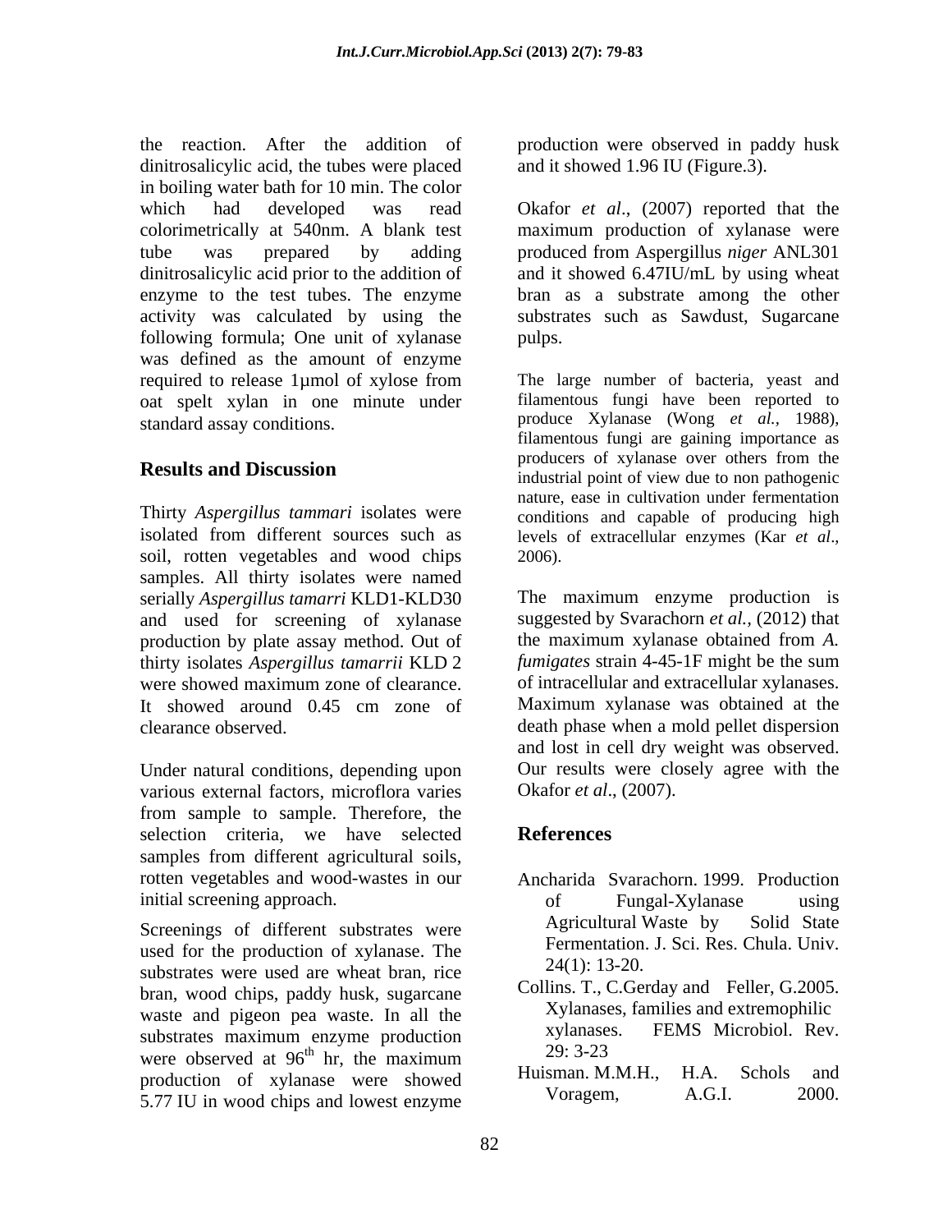the reaction. After the addition of dinitrosalicylic acid, the tubes were placed in boiling water bath for 10 min. The color which had developed was read colorimetrically at 540nm. A blank test tube was prepared by adding dinitrosalicylic acid prior to the addition of enzyme to the test tubes. The enzyme activity was calculated by using the following formula; One unit of xylanase was defined as the amount of enzyme required to release 1µmol of xylose from oat spelt xylan in one minute under standard assay conditions.

## Results and Discussion

Thirty *Aspergillus tammari* isolates were isolated from different sources such as soil, rotten vegetables and wood chips samples. All thirty isolates were named serially *Aspergillus tamarri* KLD1-KLD30 and used for screening of xylanase production by plate assay method. Out of thirty isolates *Aspergillus tamarrii* KLD 2 were showed maximum zone of clearance. It showed around 0.45 cm zone of clearance observed.

Under natural conditions, depending upon various external factors, microflora varies from sample to sample. Therefore, the selection criteria, we have selected samples from different agricultural soils, rotten vegetables and wood-wastes in our initial screening approach.

Screenings of different substrates were used for the production of xylanase. The substrates were used are wheat bran, rice bran, wood chips, paddy husk, sugarcane waste and pigeon pea waste. In all the substrates maximum enzyme production were observed at 96$^{th}$ hr, the maximum production of xylanase were showed 5.77 IU in wood chips and lowest enzyme production were observed in paddy husk and it showed 1.96 IU (Figure.3).

Okafor *et al*., (2007) reported that the maximum production of xylanase were produced from Aspergillus *niger* ANL301 and it showed 6.47IU/mL by using wheat bran as a substrate among the other substrates such as Sawdust, Sugarcane pulps.

The large number of bacteria, yeast and filamentous fungi have been reported to produce Xylanase (Wong *et al.,* 1988), filamentous fungi are gaining importance as producers of xylanase over others from the industrial point of view due to non pathogenic nature, ease in cultivation under fermentation conditions and capable of producing high levels of extracellular enzymes (Kar *et al*., 2006).

The maximum enzyme production is suggested by Svarachorn *et al.,* (2012) that the maximum xylanase obtained from *A. fumigates* strain 4-45-1F might be the sum of intracellular and extracellular xylanases. Maximum xylanase was obtained at the death phase when a mold pellet dispersion and lost in cell dry weight was observed. Our results were closely agree with the Okafor *et al*., (2007).

## References

Ancharida Svarachorn. 1999. Production of Fungal-Xylanase using Agricultural Waste by Solid State Fermentation. J. Sci. Res. Chula. Univ. 24(1): 13-20.

Collins. T., C.Gerday and Feller, G.2005. Xylanases, families and extremophilic xylanases. FEMS Microbiol. Rev. 29: 3-23

Huisman. M.M.H., H.A. Schols and Voragem, A.G.I. 2000.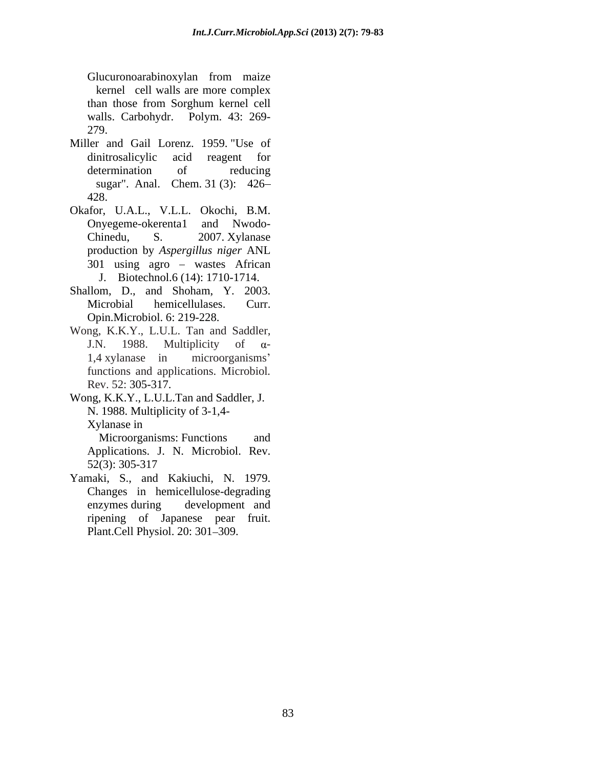Glucuronoarabinoxylan from maize kernel cell walls are more complex than those from Sorghum kernel cell walls. Carbohydr. Polym. 43: 269-279.

Miller and Gail Lorenz. 1959. "Use of dinitrosalicylic acid reagent for determination of reducing sugar". Anal. Chem. 31 (3): 426–428.

Okafor, U.A.L., V.L.L. Okochi, B.M. Onyegeme-okerenta1 and Nwodo-Chinedu, S. 2007. Xylanase production by *Aspergillus niger* ANL 301 using agro – wastes African J. Biotechnol.6 (14): 1710-1714.

Shallom, D., and Shoham, Y. 2003. Microbial hemicellulases. Curr. Opin.Microbiol. 6: 219-228.

Wong, K.K.Y., L.U.L. Tan and Saddler, J.N. 1988. Multiplicity of α-1,4 xylanase in microorganisms' functions and applications. Microbiol. Rev. 52: 305-317.

Wong, K.K.Y., L.U.L.Tan and Saddler, J. N. 1988. Multiplicity of 3-1,4-Xylanase in Microorganisms: Functions and Applications. J. N. Microbiol. Rev. 52(3): 305-317

Yamaki, S., and Kakiuchi, N. 1979. Changes in hemicellulose-degrading enzymes during development and ripening of Japanese pear fruit. Plant.Cell Physiol. 20: 301–309.